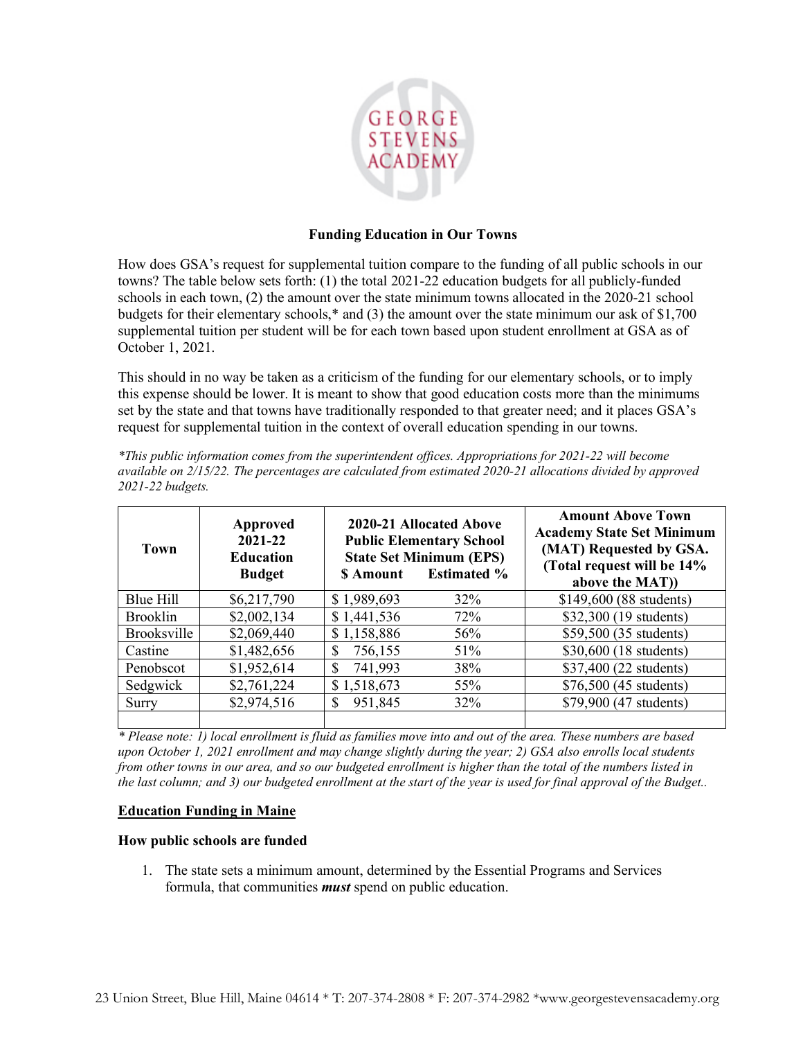**Funding Education in Our Towns**

How does GSA's request for supplemental tuition compare to the funding of all public schools in our towns? The table below sets forth: (1) the total 2021-22 education budgets for all publicly-funded schools in each town, (2) the amount over the state minimum towns allocated in the 2020-21 school budgets for their elementary schools,* and (3) the amount over the state minimum our ask of $1,700 supplemental tuition per student will be for each town based upon student enrollment at GSA as of October 1, 2021.

This should in no way be taken as a criticism of the funding for our elementary schools, or to imply this expense should be lower. It is meant to show that good education costs more than the minimums set by the state and that towns have traditionally responded to that greater need; and it places GSA's request for supplemental tuition in the context of overall education spending in our towns.

*\*This public information comes from the superintendent offices. Appropriations for 2021-22 will become available on 2/15/22. The percentages are calculated from estimated 2020-21 allocations divided by approved 2021-22 budgets.*

| Town | Approved 2021-22 Education Budget | 2020-21 Allocated Above Public Elementary School State Set Minimum (EPS) | | Amount Above Town Academy State Set Minimum (MAT) Requested by GSA. (Total request will be 14% above the MAT)) |
|---|---|---|---|---|
| | | $ Amount | Estimated % | |
| Blue Hill | $6,217,790 | $ 1,989,693 | 32% | $149,600 (88 students) |
| Brooklin | $2,002,134 | $ 1,441,536 | 72% | $32,300 (19 students) |
| Brooksville | $2,069,440 | $ 1,158,886 | 56% | $59,500 (35 students) |
| Castine | $1,482,656 | $ 756,155 | 51% | $30,600 (18 students) |
| Penobscot | $1,952,614 | $ 741,993 | 38% | $37,400 (22 students) |
| Sedgwick | $2,761,224 | $ 1,518,673 | 55% | $76,500 (45 students) |
| Surry | $2,974,516 | $ 951,845 | 32% | $79,900 (47 students) |
| | | | | |

*\* Please note: 1) local enrollment is fluid as families move into and out of the area. These numbers are based upon October 1, 2021 enrollment and may change slightly during the year; 2) GSA also enrolls local students from other towns in our area, and so our budgeted enrollment is higher than the total of the numbers listed in the last column; and 3) our budgeted enrollment at the start of the year is used for final approval of the Budget..*

## Education Funding in Maine

### How public schools are funded

1. The state sets a minimum amount, determined by the Essential Programs and Services formula, that communities ***must*** spend on public education.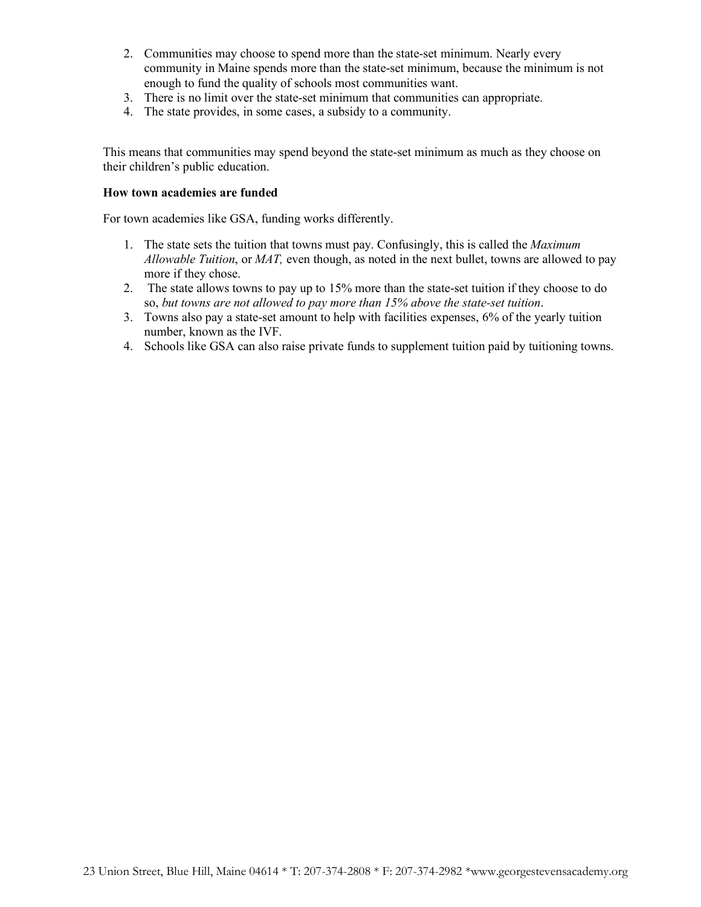2. Communities may choose to spend more than the state-set minimum. Nearly every community in Maine spends more than the state-set minimum, because the minimum is not enough to fund the quality of schools most communities want.
3. There is no limit over the state-set minimum that communities can appropriate.
4. The state provides, in some cases, a subsidy to a community.

This means that communities may spend beyond the state-set minimum as much as they choose on their children's public education.

**How town academies are funded**

For town academies like GSA, funding works differently.

1. The state sets the tuition that towns must pay. Confusingly, this is called the *Maximum Allowable Tuition*, or *MAT,* even though, as noted in the next bullet, towns are allowed to pay more if they chose.
2. The state allows towns to pay up to 15% more than the state-set tuition if they choose to do so, *but towns are not allowed to pay more than 15% above the state-set tuition*.
3. Towns also pay a state-set amount to help with facilities expenses, 6% of the yearly tuition number, known as the IVF.
4. Schools like GSA can also raise private funds to supplement tuition paid by tuitioning towns.